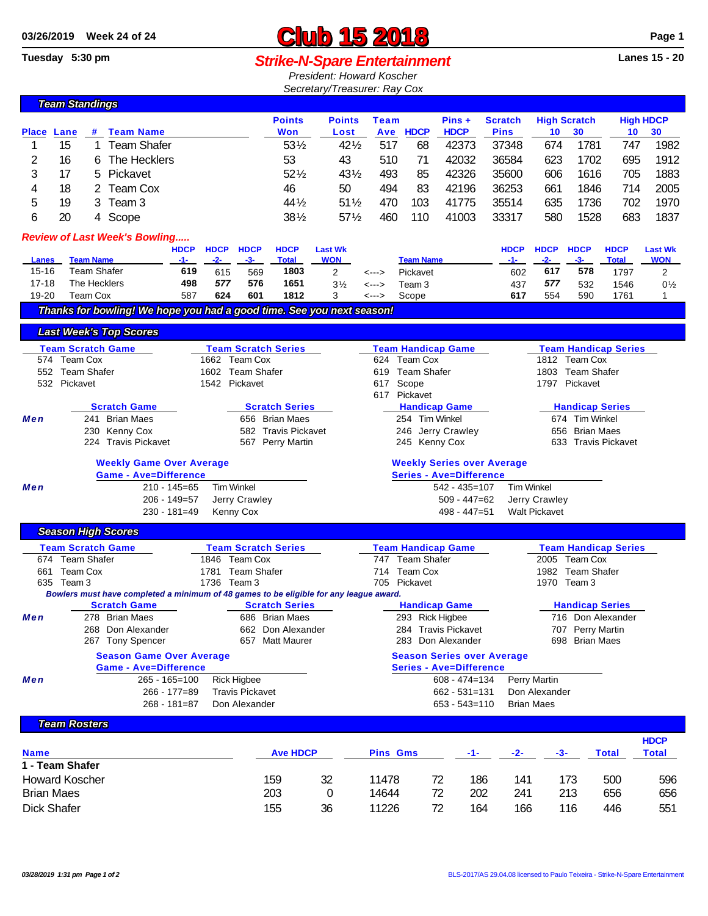03/26/2019 Week 24 of 24

# Club 15 2018

Tuesday 5:30 pm

## Strike-N-Spare Entertainment

Lanes 15 - 20

President: Howard Koscher
Secretary/Treasurer: Ray Cox

### Team Standings

| Place | Lane | # | Team Name | Points Won | Points Lost | Team Ave | HDCP | Pins + HDCP | Scratch Pins | High Scratch 10 | High Scratch 30 | High HDCP 10 | High HDCP 30 |
|---|---|---|---|---|---|---|---|---|---|---|---|---|---|
| 1 | 15 | 1 | Team Shafer | 53½ | 42½ | 517 | 68 | 42373 | 37348 | 674 | 1781 | 747 | 1982 |
| 2 | 16 | 6 | The Hecklers | 53 | 43 | 510 | 71 | 42032 | 36584 | 623 | 1702 | 695 | 1912 |
| 3 | 17 | 5 | Pickavet | 52½ | 43½ | 493 | 85 | 42326 | 35600 | 606 | 1616 | 705 | 1883 |
| 4 | 18 | 2 | Team Cox | 46 | 50 | 494 | 83 | 42196 | 36253 | 661 | 1846 | 714 | 2005 |
| 5 | 19 | 3 | Team 3 | 44½ | 51½ | 470 | 103 | 41775 | 35514 | 635 | 1736 | 702 | 1970 |
| 6 | 20 | 4 | Scope | 38½ | 57½ | 460 | 110 | 41003 | 33317 | 580 | 1528 | 683 | 1837 |

### Review of Last Week's Bowling.....

| Lanes | Team Name | HDCP -1- | HDCP -2- | HDCP -3- | HDCP Total | Last Wk WON | | Team Name | HDCP -1- | HDCP -2- | HDCP -3- | HDCP Total | Last Wk WON |
|---|---|---|---|---|---|---|---|---|---|---|---|---|---|
| 15-16 | Team Shafer | **619** | 615 | 569 | **1803** | 2 | <---> | Pickavet | 602 | **617** | **578** | 1797 | 2 |
| 17-18 | The Hecklers | **498** | ***577*** | **576** | **1651** | 3½ | <---> | Team 3 | 437 | ***577*** | 532 | 1546 | 0½ |
| 19-20 | Team Cox | 587 | **624** | **601** | **1812** | 3 | <---> | Scope | **617** | 554 | 590 | 1761 | 1 |

**Thanks for bowling! We hope you had a good time. See you next season!**

### Last Week's Top Scores

| Team Scratch Game | Team Scratch Series | Team Handicap Game | Team Handicap Series |
|---|---|---|---|
| 574 Team Cox | 1662 Team Cox | 624 Team Cox | 1812 Team Cox |
| 552 Team Shafer | 1602 Team Shafer | 619 Team Shafer | 1803 Team Shafer |
| 532 Pickavet | 1542 Pickavet | 617 Scope | 1797 Pickavet |
| | | 617 Pickavet | |

| | Scratch Game | Scratch Series | Handicap Game | Handicap Series |
|---|---|---|---|---|
| Men | 241 Brian Maes | 656 Brian Maes | 254 Tim Winkel | 674 Tim Winkel |
| | 230 Kenny Cox | 582 Travis Pickavet | 246 Jerry Crawley | 656 Brian Maes |
| | 224 Travis Pickavet | 567 Perry Martin | 245 Kenny Cox | 633 Travis Pickavet |

| | Weekly Game Over Average (Game - Ave=Difference) | | Weekly Series over Average (Series - Ave=Difference) | |
|---|---|---|---|---|
| Men | 210 - 145=65 | Tim Winkel | 542 - 435=107 | Tim Winkel |
| | 206 - 149=57 | Jerry Crawley | 509 - 447=62 | Jerry Crawley |
| | 230 - 181=49 | Kenny Cox | 498 - 447=51 | Walt Pickavet |

### Season High Scores

| Team Scratch Game | Team Scratch Series | Team Handicap Game | Team Handicap Series |
|---|---|---|---|
| 674 Team Shafer | 1846 Team Cox | 747 Team Shafer | 2005 Team Cox |
| 661 Team Cox | 1781 Team Shafer | 714 Team Cox | 1982 Team Shafer |
| 635 Team 3 | 1736 Team 3 | 705 Pickavet | 1970 Team 3 |

*Bowlers must have completed a minimum of 48 games to be eligible for any league award.*

| | Scratch Game | Scratch Series | Handicap Game | Handicap Series |
|---|---|---|---|---|
| Men | 278 Brian Maes | 686 Brian Maes | 293 Rick Higbee | 716 Don Alexander |
| | 268 Don Alexander | 662 Don Alexander | 284 Travis Pickavet | 707 Perry Martin |
| | 267 Tony Spencer | 657 Matt Maurer | 283 Don Alexander | 698 Brian Maes |

| | Season Game Over Average (Game - Ave=Difference) | | Season Series over Average (Series - Ave=Difference) | |
|---|---|---|---|---|
| Men | 265 - 165=100 | Rick Higbee | 608 - 474=134 | Perry Martin |
| | 266 - 177=89 | Travis Pickavet | 662 - 531=131 | Don Alexander |
| | 268 - 181=87 | Don Alexander | 653 - 543=110 | Brian Maes |

### Team Rosters

| Name | Ave | HDCP | Pins | Gms | -1- | -2- | -3- | Total | HDCP Total |
|---|---|---|---|---|---|---|---|---|---|
| **1 - Team Shafer** | | | | | | | | | |
| Howard Koscher | 159 | 32 | 11478 | 72 | 186 | 141 | 173 | 500 | 596 |
| Brian Maes | 203 | 0 | 14644 | 72 | 202 | 241 | 213 | 656 | 656 |
| Dick Shafer | 155 | 36 | 11226 | 72 | 164 | 166 | 116 | 446 | 551 |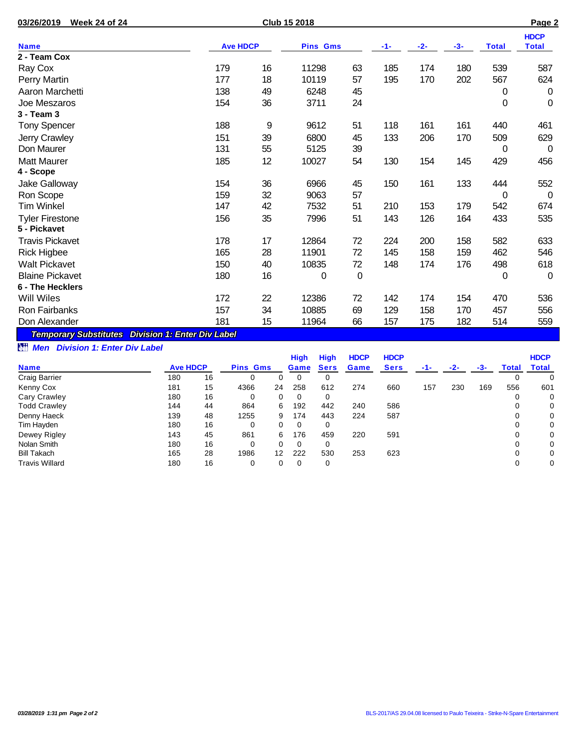03/26/2019 Week 24 of 24 — Club 15 2018

| Name | Ave | HDCP | Pins | Gms | -1- | -2- | -3- | Total | HDCP Total |
|---|---|---|---|---|---|---|---|---|---|
| **2 - Team Cox** | | | | | | | | | |
| Ray Cox | 179 | 16 | 11298 | 63 | 185 | 174 | 180 | 539 | 587 |
| Perry Martin | 177 | 18 | 10119 | 57 | 195 | 170 | 202 | 567 | 624 |
| Aaron Marchetti | 138 | 49 | 6248 | 45 | | | | 0 | 0 |
| Joe Meszaros | 154 | 36 | 3711 | 24 | | | | 0 | 0 |
| **3 - Team 3** | | | | | | | | | |
| Tony Spencer | 188 | 9 | 9612 | 51 | 118 | 161 | 161 | 440 | 461 |
| Jerry Crawley | 151 | 39 | 6800 | 45 | 133 | 206 | 170 | 509 | 629 |
| Don Maurer | 131 | 55 | 5125 | 39 | | | | 0 | 0 |
| Matt Maurer | 185 | 12 | 10027 | 54 | 130 | 154 | 145 | 429 | 456 |
| **4 - Scope** | | | | | | | | | |
| Jake Galloway | 154 | 36 | 6966 | 45 | 150 | 161 | 133 | 444 | 552 |
| Ron Scope | 159 | 32 | 9063 | 57 | | | | 0 | 0 |
| Tim Winkel | 147 | 42 | 7532 | 51 | 210 | 153 | 179 | 542 | 674 |
| Tyler Firestone | 156 | 35 | 7996 | 51 | 143 | 126 | 164 | 433 | 535 |
| **5 - Pickavet** | | | | | | | | | |
| Travis Pickavet | 178 | 17 | 12864 | 72 | 224 | 200 | 158 | 582 | 633 |
| Rick Higbee | 165 | 28 | 11901 | 72 | 145 | 158 | 159 | 462 | 546 |
| Walt Pickavet | 150 | 40 | 10835 | 72 | 148 | 174 | 176 | 498 | 618 |
| Blaine Pickavet | 180 | 16 | 0 | 0 | | | | 0 | 0 |
| **6 - The Hecklers** | | | | | | | | | |
| Will Wiles | 172 | 22 | 12386 | 72 | 142 | 174 | 154 | 470 | 536 |
| Ron Fairbanks | 157 | 34 | 10885 | 69 | 129 | 158 | 170 | 457 | 556 |
| Don Alexander | 181 | 15 | 11964 | 66 | 157 | 175 | 182 | 514 | 559 |

***Temporary Substitutes Division 1: Enter Div Label***

***Men Division 1: Enter Div Label***

| Name | Ave | HDCP | Pins | Gms | High Game | High Sers | HDCP Game | HDCP Sers | -1- | -2- | -3- | Total | HDCP Total |
|---|---|---|---|---|---|---|---|---|---|---|---|---|---|
| Craig Barrier | 180 | 16 | 0 | 0 | 0 | 0 | | | | | | 0 | 0 |
| Kenny Cox | 181 | 15 | 4366 | 24 | 258 | 612 | 274 | 660 | 157 | 230 | 169 | 556 | 601 |
| Cary Crawley | 180 | 16 | 0 | 0 | 0 | 0 | | | | | | 0 | 0 |
| Todd Crawley | 144 | 44 | 864 | 6 | 192 | 442 | 240 | 586 | | | | 0 | 0 |
| Denny Haeck | 139 | 48 | 1255 | 9 | 174 | 443 | 224 | 587 | | | | 0 | 0 |
| Tim Hayden | 180 | 16 | 0 | 0 | 0 | 0 | | | | | | 0 | 0 |
| Dewey Rigley | 143 | 45 | 861 | 6 | 176 | 459 | 220 | 591 | | | | 0 | 0 |
| Nolan Smith | 180 | 16 | 0 | 0 | 0 | 0 | | | | | | 0 | 0 |
| Bill Takach | 165 | 28 | 1986 | 12 | 222 | 530 | 253 | 623 | | | | 0 | 0 |
| Travis Willard | 180 | 16 | 0 | 0 | 0 | 0 | | | | | | 0 | 0 |

BLS-2017/AS 29.04.08 licensed to Paulo Teixeira - Strike-N-Spare Entertainment